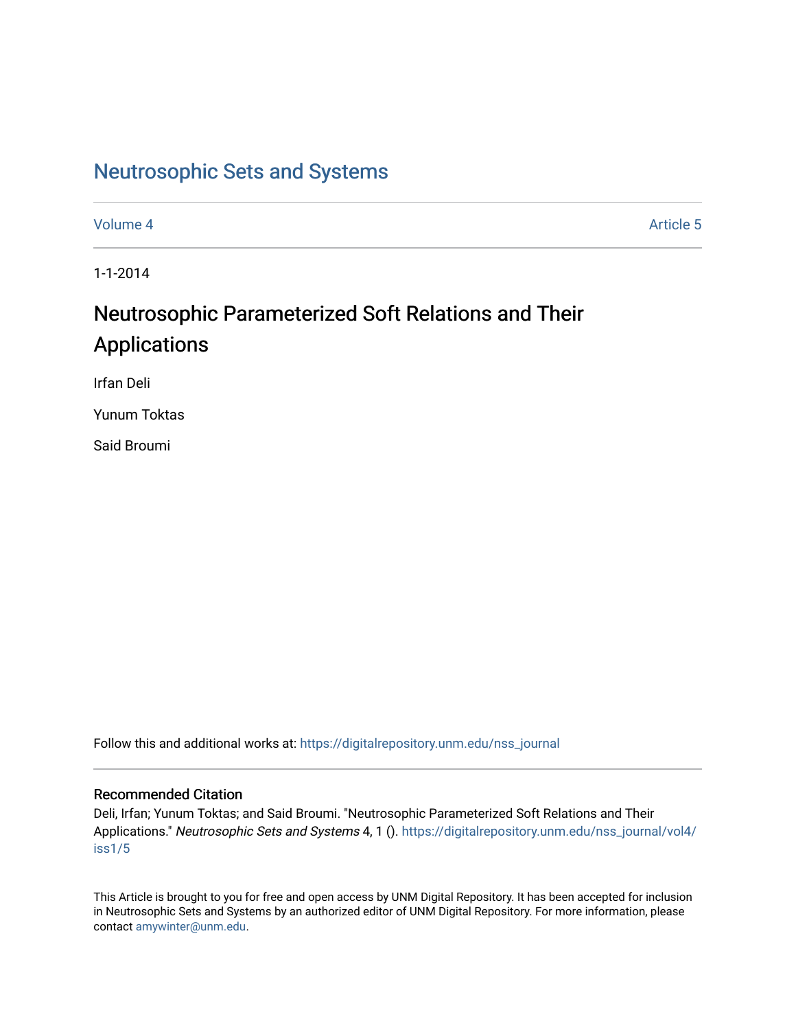# Neutrosophic Sets and Systems

Volume 4 | Article 5

1-1-2014

# Neutrosophic Parameterized Soft Relations and Their Applications

Irfan Deli

Yunum Toktas

Said Broumi

Follow this and additional works at: https://digitalrepository.unm.edu/nss_journal

## Recommended Citation

Deli, Irfan; Yunum Toktas; and Said Broumi. "Neutrosophic Parameterized Soft Relations and Their Applications." *Neutrosophic Sets and Systems* 4, 1 (). https://digitalrepository.unm.edu/nss_journal/vol4/iss1/5

This Article is brought to you for free and open access by UNM Digital Repository. It has been accepted for inclusion in Neutrosophic Sets and Systems by an authorized editor of UNM Digital Repository. For more information, please contact amywinter@unm.edu.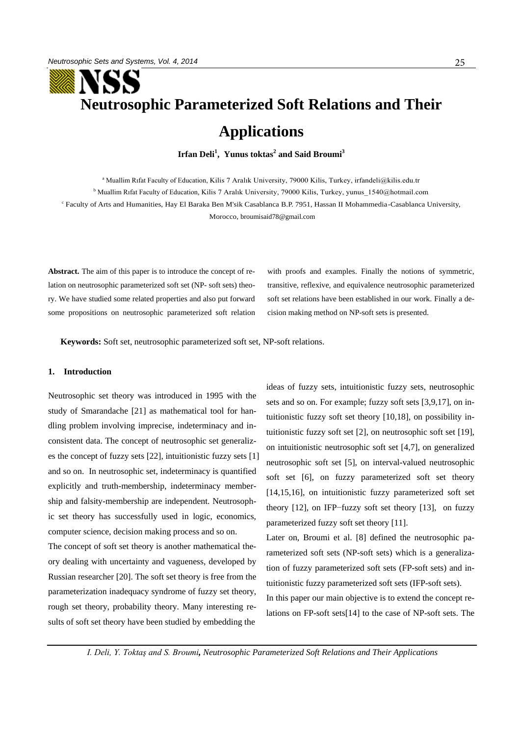# Neutrosophic Parameterized Soft Relations and Their Applications

**Irfan Deli[1], Yunus toktas[2] and Said Broumi[3]**

[a] Muallim Rıfat Faculty of Education, Kilis 7 Aralık University, 79000 Kilis, Turkey, irfandeli@kilis.edu.tr

[b] Muallim Rıfat Faculty of Education, Kilis 7 Aralık University, 79000 Kilis, Turkey, yunus_1540@hotmail.com

[c] Faculty of Arts and Humanities, Hay El Baraka Ben M'sik Casablanca B.P. 7951, Hassan II Mohammedia-Casablanca University, Morocco, broumisaid78@gmail.com

**Abstract.** The aim of this paper is to introduce the concept of relation on neutrosophic parameterized soft set (NP- soft sets) theory. We have studied some related properties and also put forward some propositions on neutrosophic parameterized soft relation with proofs and examples. Finally the notions of symmetric, transitive, reflexive, and equivalence neutrosophic parameterized soft set relations have been established in our work. Finally a decision making method on NP-soft sets is presented.

**Keywords:** Soft set, neutrosophic parameterized soft set, NP-soft relations.

## 1. Introduction

Neutrosophic set theory was introduced in 1995 with the study of Smarandache [21] as mathematical tool for handling problem involving imprecise, indeterminacy and inconsistent data. The concept of neutrosophic set generalizes the concept of fuzzy sets [22], intuitionistic fuzzy sets [1] and so on. In neutrosophic set, indeterminacy is quantified explicitly and truth-membership, indeterminacy membership and falsity-membership are independent. Neutrosophic set theory has successfully used in logic, economics, computer science, decision making process and so on.

The concept of soft set theory is another mathematical theory dealing with uncertainty and vagueness, developed by Russian researcher [20]. The soft set theory is free from the parameterization inadequacy syndrome of fuzzy set theory, rough set theory, probability theory. Many interesting results of soft set theory have been studied by embedding the ideas of fuzzy sets, intuitionistic fuzzy sets, neutrosophic sets and so on. For example; fuzzy soft sets [3,9,17], on intuitionistic fuzzy soft set theory [10,18], on possibility intuitionistic fuzzy soft set [2], on neutrosophic soft set [19], on intuitionistic neutrosophic soft set [4,7], on generalized neutrosophic soft set [5], on interval-valued neutrosophic soft set [6], on fuzzy parameterized soft set theory [14,15,16], on intuitionistic fuzzy parameterized soft set theory [12], on IFP−fuzzy soft set theory [13], on fuzzy parameterized fuzzy soft set theory [11].

Later on, Broumi et al. [8] defined the neutrosophic parameterized soft sets (NP-soft sets) which is a generalization of fuzzy parameterized soft sets (FP-soft sets) and intuitionistic fuzzy parameterized soft sets (IFP-soft sets).

In this paper our main objective is to extend the concept relations on FP-soft sets[14] to the case of NP-soft sets. The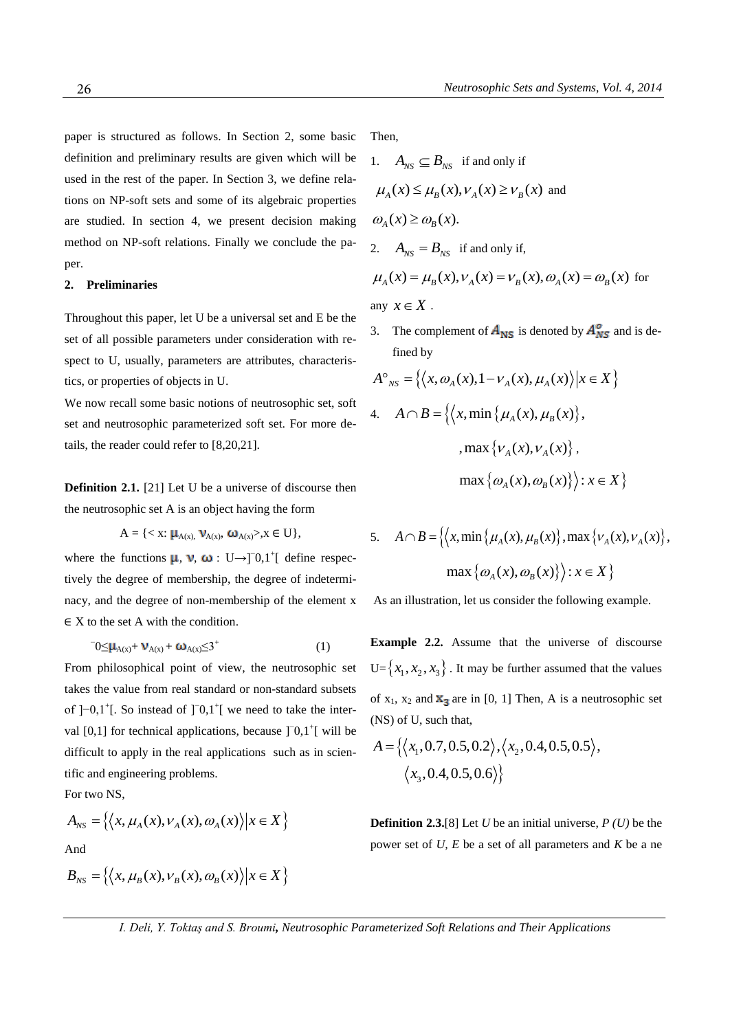paper is structured as follows. In Section 2, some basic definition and preliminary results are given which will be used in the rest of the paper. In Section 3, we define relations on NP-soft sets and some of its algebraic properties are studied. In section 4, we present decision making method on NP-soft relations. Finally we conclude the paper.

## 2. Preliminaries

Throughout this paper, let U be a universal set and E be the set of all possible parameters under consideration with respect to U, usually, parameters are attributes, characteristics, or properties of objects in U.

We now recall some basic notions of neutrosophic set, soft set and neutrosophic parameterized soft set. For more details, the reader could refer to [8,20,21].

**Definition 2.1.** [21] Let U be a universe of discourse then the neutrosophic set A is an object having the form

$$A = \{< x: \mu_{A(x)}, \nu_{A(x)}, \omega_{A(x)}>, x \in U\},$$

where the functions $\mu$, $\nu$, $\omega$ : $U \rightarrow ]^{-}0,1^{+}[$ define respectively the degree of membership, the degree of indeterminacy, and the degree of non-membership of the element $x \in X$ to the set A with the condition.

$$^{-}0 \leq \mu_{A(x)} + \nu_{A(x)} + \omega_{A(x)} \leq 3^{+} \quad (1)$$

From philosophical point of view, the neutrosophic set takes the value from real standard or non-standard subsets of $]^{-}0,1^{+}[$. So instead of $]^{-}0,1^{+}[$ we need to take the interval [0,1] for technical applications, because $]^{-}0,1^{+}[$ will be difficult to apply in the real applications such as in scientific and engineering problems.

For two NS,

$$A_{NS} = \left\{ \left\langle x, \mu_A(x), \nu_A(x), \omega_A(x) \right\rangle \middle| x \in X \right\}$$

And

$$B_{NS} = \left\{ \left\langle x, \mu_B(x), \nu_B(x), \omega_B(x) \right\rangle \middle| x \in X \right\}$$

Then,

1. $A_{NS} \subseteq B_{NS}$ if and only if $\mu_A(x) \leq \mu_B(x), \nu_A(x) \geq \nu_B(x)$ and $\omega_A(x) \geq \omega_B(x).$
2. $A_{NS} = B_{NS}$ if and only if, $\mu_A(x) = \mu_B(x), \nu_A(x) = \nu_B(x), \omega_A(x) = \omega_B(x)$ for any $x \in X$ .
3. The complement of $A_{NS}$ is denoted by $A^{o}_{NS}$ and is defined by
$$A^{\circ}_{NS} = \left\{ \left\langle x, \omega_A(x), 1-\nu_A(x), \mu_A(x) \right\rangle \middle| x \in X \right\}$$
4. $$A \cap B = \left\{ \left\langle x, \min\left\{\mu_A(x), \mu_B(x)\right\}, \max\left\{\nu_A(x), \nu_A(x)\right\}, \max\left\{\omega_A(x), \omega_B(x)\right\} \right\rangle : x \in X \right\}$$
5. $$A \cap B = \left\{ \left\langle x, \min\left\{\mu_A(x), \mu_B(x)\right\}, \max\left\{\nu_A(x), \nu_A(x)\right\}, \max\left\{\omega_A(x), \omega_B(x)\right\} \right\rangle : x \in X \right\}$$

As an illustration, let us consider the following example.

**Example 2.2.** Assume that the universe of discourse $U = \{x_1, x_2, x_3\}$. It may be further assumed that the values of $x_1$, $x_2$ and $x_3$ are in [0, 1] Then, A is a neutrosophic set (NS) of U, such that,

$$A = \left\{ \left\langle x_1, 0.7, 0.5, 0.2 \right\rangle, \left\langle x_2, 0.4, 0.5, 0.5 \right\rangle, \left\langle x_3, 0.4, 0.5, 0.6 \right\rangle \right\}$$

**Definition 2.3.**[8] Let *U* be an initial universe, *P (U)* be the power set of *U*, *E* be a set of all parameters and *K* be a ne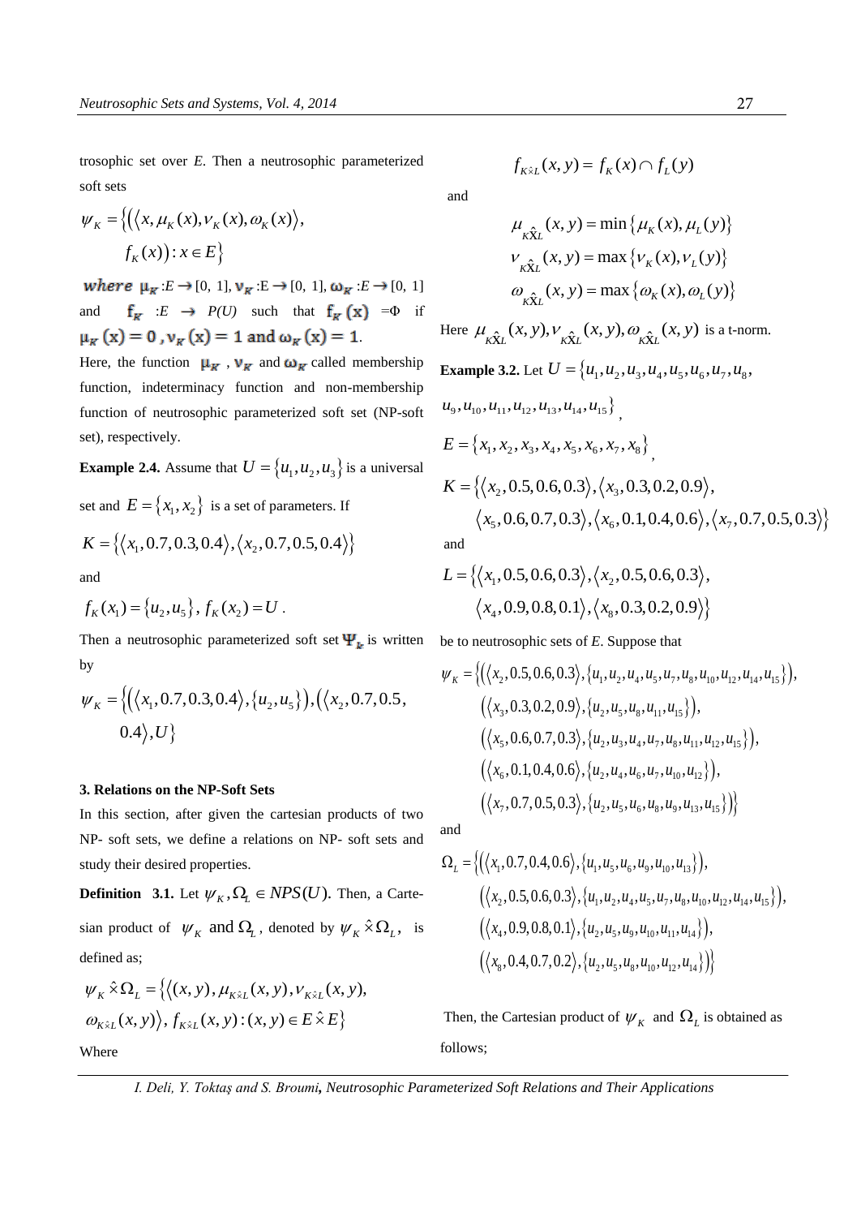trosophic set over $E$. Then a neutrosophic parameterized soft sets

$$\psi_K = \{(\langle x, \mu_K(x), \nu_K(x), \omega_K(x)\rangle, f_K(x)) : x \in E\}$$

*where* $\mu_K : E \to [0,1]$, $\nu_K : E \to [0,1]$, $\omega_K : E \to [0,1]$ and $f_K : E \to P(U)$ such that $f_K(x) = \Phi$ if $\mu_K(x) = 0$, $\nu_K(x) = 1$ and $\omega_K(x) = 1$.

Here, the function $\mu_K$, $\nu_K$ and $\omega_K$ called membership function, indeterminacy function and non-membership function of neutrosophic parameterized soft set (NP-soft set), respectively.

**Example 2.4.** Assume that $U = \{u_1, u_2, u_3\}$ is a universal set and $E = \{x_1, x_2\}$ is a set of parameters. If

$$K = \{\langle x_1, 0.7, 0.3, 0.4\rangle, \langle x_2, 0.7, 0.5, 0.4\rangle\}$$

and

$$f_K(x_1) = \{u_2, u_5\},\ f_K(x_2) = U.$$

Then a neutrosophic parameterized soft set $\Psi_k$ is written by

$$\psi_K = \{(\langle x_1, 0.7, 0.3, 0.4\rangle, \{u_2, u_5\}), (\langle x_2, 0.7, 0.5, 0.4\rangle, U\}$$

## 3. Relations on the NP-Soft Sets

In this section, after given the cartesian products of two NP- soft sets, we define a relations on NP- soft sets and study their desired properties.

**Definition 3.1.** Let $\psi_K, \Omega_L \in NPS(U)$. Then, a Cartesian product of $\psi_K$ and $\Omega_L$, denoted by $\psi_K \hat{\times} \Omega_L$, is defined as;

$$\psi_K \hat{\times} \Omega_L = \{\langle (x,y), \mu_{K\hat{\times}L}(x,y), \nu_{K\hat{\times}L}(x,y), \omega_{K\hat{\times}L}(x,y)\rangle, f_{K\hat{\times}L}(x,y) : (x,y) \in E \hat{\times} E\}$$

Where

$$f_{K\hat{\times}L}(x,y) = f_K(x) \cap f_L(y)$$

and

$$\mu_{K\hat{\times}L}(x,y) = \min\{\mu_K(x), \mu_L(y)\}$$

$$\nu_{K\hat{\times}L}(x,y) = \max\{\nu_K(x), \nu_L(y)\}$$

$$\omega_{K\hat{\times}L}(x,y) = \max\{\omega_K(x), \omega_L(y)\}$$

Here $\mu_{K\hat{\times}L}(x,y), \nu_{K\hat{\times}L}(x,y), \omega_{K\hat{\times}L}(x,y)$ is a t-norm.

**Example 3.2.** Let $U = \{u_1, u_2, u_3, u_4, u_5, u_6, u_7, u_8, u_9, u_{10}, u_{11}, u_{12}, u_{13}, u_{14}, u_{15}\}$,

$E = \{x_1, x_2, x_3, x_4, x_5, x_6, x_7, x_8\}$,

$$K = \{\langle x_2, 0.5, 0.6, 0.3\rangle, \langle x_3, 0.3, 0.2, 0.9\rangle, \langle x_5, 0.6, 0.7, 0.3\rangle, \langle x_6, 0.1, 0.4, 0.6\rangle, \langle x_7, 0.7, 0.5, 0.3\rangle\}$$

and

$$L = \{\langle x_1, 0.5, 0.6, 0.3\rangle, \langle x_2, 0.5, 0.6, 0.3\rangle, \langle x_4, 0.9, 0.8, 0.1\rangle, \langle x_8, 0.3, 0.2, 0.9\rangle\}$$

be to neutrosophic sets of $E$. Suppose that

$$\begin{aligned}
\psi_K = \{&(\langle x_2, 0.5, 0.6, 0.3\rangle, \{u_1, u_2, u_4, u_5, u_7, u_8, u_{10}, u_{12}, u_{14}, u_{15}\}),\\
&(\langle x_3, 0.3, 0.2, 0.9\rangle, \{u_2, u_5, u_8, u_{11}, u_{15}\}),\\
&(\langle x_5, 0.6, 0.7, 0.3\rangle, \{u_2, u_3, u_4, u_7, u_8, u_{11}, u_{12}, u_{15}\}),\\
&(\langle x_6, 0.1, 0.4, 0.6\rangle, \{u_2, u_4, u_6, u_7, u_{10}, u_{12}\}),\\
&(\langle x_7, 0.7, 0.5, 0.3\rangle, \{u_2, u_5, u_6, u_8, u_9, u_{13}, u_{15}\})\}
\end{aligned}$$

and

$$\begin{aligned}
\Omega_L = \{&(\langle x_1, 0.7, 0.4, 0.6\rangle, \{u_1, u_5, u_6, u_9, u_{10}, u_{13}\}),\\
&(\langle x_2, 0.5, 0.6, 0.3\rangle, \{u_1, u_2, u_4, u_5, u_7, u_8, u_{10}, u_{12}, u_{14}, u_{15}\}),\\
&(\langle x_4, 0.9, 0.8, 0.1\rangle, \{u_2, u_5, u_9, u_{10}, u_{11}, u_{14}\}),\\
&(\langle x_8, 0.4, 0.7, 0.2\rangle, \{u_2, u_5, u_8, u_{10}, u_{12}, u_{14}\})\}
\end{aligned}$$

Then, the Cartesian product of $\psi_K$ and $\Omega_L$ is obtained as follows;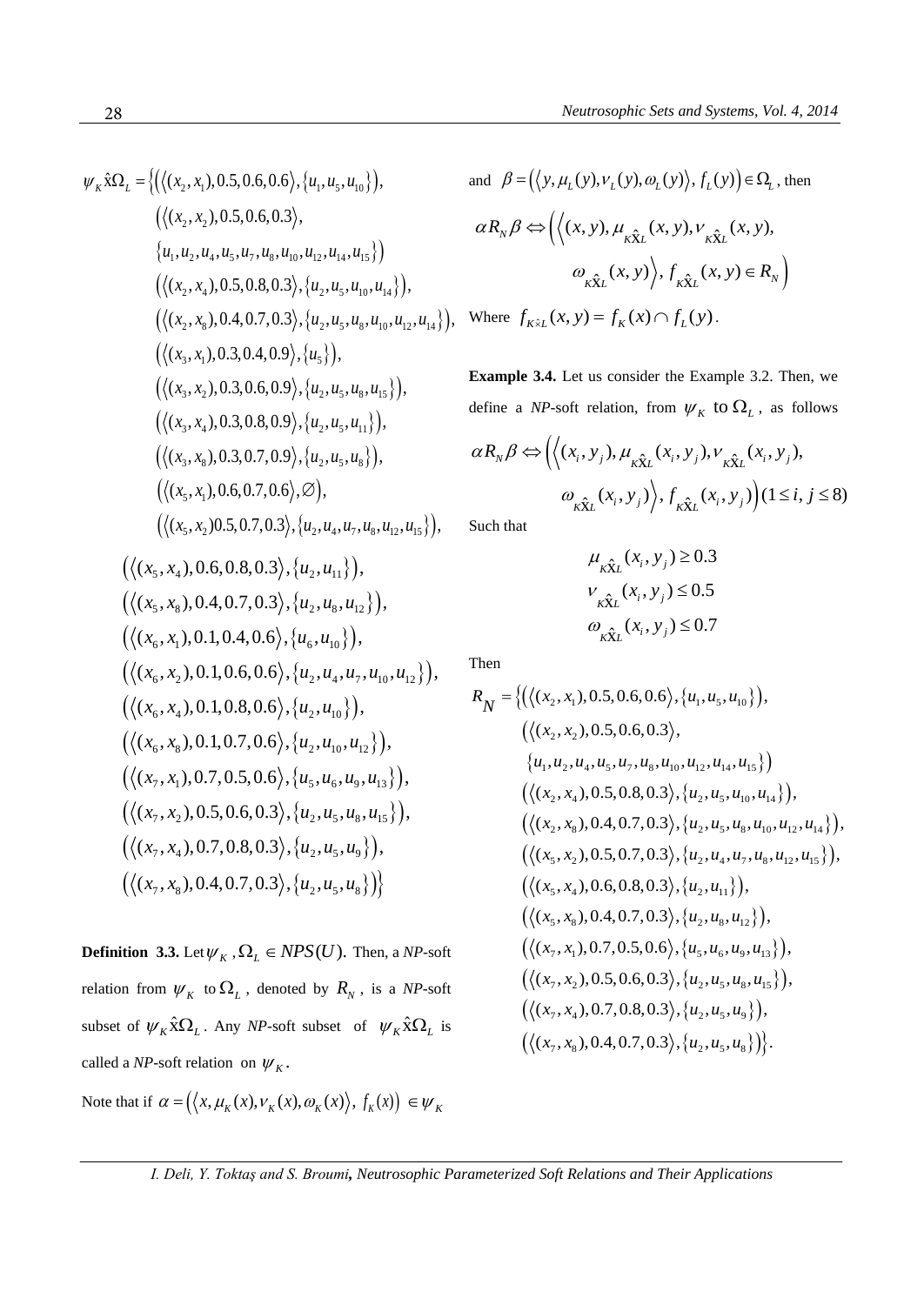$$
\begin{aligned}
\psi_K \hat{x} \Omega_L = \{ & \left( \langle (x_2, x_1), 0.5, 0.6, 0.6 \rangle, \{u_1, u_5, u_{10}\} \right), \\
& \left( \langle (x_2, x_2), 0.5, 0.6, 0.3 \rangle, \right. \\
& \left. \{u_1, u_2, u_4, u_5, u_7, u_8, u_{10}, u_{12}, u_{14}, u_{15}\} \right) \\
& \left( \langle (x_2, x_4), 0.5, 0.8, 0.3 \rangle, \{u_2, u_5, u_{10}, u_{14}\} \right), \\
& \left( \langle (x_2, x_8), 0.4, 0.7, 0.3 \rangle, \{u_2, u_5, u_8, u_{10}, u_{12}, u_{14}\} \right), \\
& \left( \langle (x_3, x_1), 0.3, 0.4, 0.9 \rangle, \{u_5\} \right), \\
& \left( \langle (x_3, x_2), 0.3, 0.6, 0.9 \rangle, \{u_2, u_5, u_8, u_{15}\} \right), \\
& \left( \langle (x_3, x_4), 0.3, 0.8, 0.9 \rangle, \{u_2, u_5, u_{11}\} \right), \\
& \left( \langle (x_3, x_8), 0.3, 0.7, 0.9 \rangle, \{u_2, u_5, u_8\} \right), \\
& \left( \langle (x_5, x_1), 0.6, 0.7, 0.6 \rangle, \varnothing \right), \\
& \left( \langle (x_5, x_2) 0.5, 0.7, 0.3 \rangle, \{u_2, u_4, u_7, u_8, u_{12}, u_{15}\} \right), \\
& \left( \langle (x_5, x_4), 0.6, 0.8, 0.3 \rangle, \{u_2, u_{11}\} \right), \\
& \left( \langle (x_5, x_8), 0.4, 0.7, 0.3 \rangle, \{u_2, u_8, u_{12}\} \right), \\
& \left( \langle (x_6, x_1), 0.1, 0.4, 0.6 \rangle, \{u_6, u_{10}\} \right), \\
& \left( \langle (x_6, x_2), 0.1, 0.6, 0.6 \rangle, \{u_2, u_4, u_7, u_{10}, u_{12}\} \right), \\
& \left( \langle (x_6, x_4), 0.1, 0.8, 0.6 \rangle, \{u_2, u_{10}\} \right), \\
& \left( \langle (x_6, x_8), 0.1, 0.7, 0.6 \rangle, \{u_2, u_{10}, u_{12}\} \right), \\
& \left( \langle (x_7, x_1), 0.7, 0.5, 0.6 \rangle, \{u_5, u_6, u_9, u_{13}\} \right), \\
& \left( \langle (x_7, x_2), 0.5, 0.6, 0.3 \rangle, \{u_2, u_5, u_8, u_{15}\} \right), \\
& \left( \langle (x_7, x_4), 0.7, 0.8, 0.3 \rangle, \{u_2, u_5, u_9\} \right), \\
& \left( \langle (x_7, x_8), 0.4, 0.7, 0.3 \rangle, \{u_2, u_5, u_8\} \right) \}
\end{aligned}
$$

**Definition 3.3.** Let $\psi_K, \Omega_L \in NPS(U)$. Then, a *NP*-soft relation from $\psi_K$ to $\Omega_L$, denoted by $R_N$, is a *NP*-soft subset of $\psi_K \hat{x} \Omega_L$. Any *NP*-soft subset of $\psi_K \hat{x} \Omega_L$ is called a *NP*-soft relation on $\psi_K$.

Note that if $\alpha = \left( \langle x, \mu_K(x), \nu_K(x), \omega_K(x) \rangle, f_K(x) \right) \in \psi_K$ and $\beta = \left( \langle y, \mu_L(y), \nu_L(y), \omega_L(y) \rangle, f_L(y) \right) \in \Omega_L$, then

$$
\alpha R_N \beta \Leftrightarrow \left( \langle (x, y), \mu_{K\hat{X}L}(x, y), \nu_{K\hat{X}L}(x, y), \omega_{K\hat{X}L}(x, y) \rangle, f_{K\hat{X}L}(x, y) \in R_N \right)
$$

Where $f_{K\hat{x}L}(x, y) = f_K(x) \cap f_L(y)$.

**Example 3.4.** Let us consider the Example 3.2. Then, we define a *NP*-soft relation, from $\psi_K$ to $\Omega_L$, as follows

$$
\alpha R_N \beta \Leftrightarrow \left( \langle (x_i, y_j), \mu_{K\hat{X}L}(x_i, y_j), \nu_{K\hat{X}L}(x_i, y_j), \omega_{K\hat{X}L}(x_i, y_j) \rangle, f_{K\hat{X}L}(x_i, y_j) \right) (1 \le i, j \le 8)
$$

Such that

$$
\mu_{K\hat{X}L}(x_i, y_j) \ge 0.3
$$
$$
\nu_{K\hat{X}L}(x_i, y_j) \le 0.5
$$
$$
\omega_{K\hat{X}L}(x_i, y_j) \le 0.7
$$

Then

$$
\begin{aligned}
R_N = \{ & \left( \langle (x_2, x_1), 0.5, 0.6, 0.6 \rangle, \{u_1, u_5, u_{10}\} \right), \\
& \left( \langle (x_2, x_2), 0.5, 0.6, 0.3 \rangle, \right. \\
& \left. \{u_1, u_2, u_4, u_5, u_7, u_8, u_{10}, u_{12}, u_{14}, u_{15}\} \right) \\
& \left( \langle (x_2, x_4), 0.5, 0.8, 0.3 \rangle, \{u_2, u_5, u_{10}, u_{14}\} \right), \\
& \left( \langle (x_2, x_8), 0.4, 0.7, 0.3 \rangle, \{u_2, u_5, u_8, u_{10}, u_{12}, u_{14}\} \right), \\
& \left( \langle (x_5, x_2), 0.5, 0.7, 0.3 \rangle, \{u_2, u_4, u_7, u_8, u_{12}, u_{15}\} \right), \\
& \left( \langle (x_5, x_4), 0.6, 0.8, 0.3 \rangle, \{u_2, u_{11}\} \right), \\
& \left( \langle (x_5, x_8), 0.4, 0.7, 0.3 \rangle, \{u_2, u_8, u_{12}\} \right), \\
& \left( \langle (x_7, x_1), 0.7, 0.5, 0.6 \rangle, \{u_5, u_6, u_9, u_{13}\} \right), \\
& \left( \langle (x_7, x_2), 0.5, 0.6, 0.3 \rangle, \{u_2, u_5, u_8, u_{15}\} \right), \\
& \left( \langle (x_7, x_4), 0.7, 0.8, 0.3 \rangle, \{u_2, u_5, u_9\} \right), \\
& \left( \langle (x_7, x_8), 0.4, 0.7, 0.3 \rangle, \{u_2, u_5, u_8\} \right) \}.
\end{aligned}
$$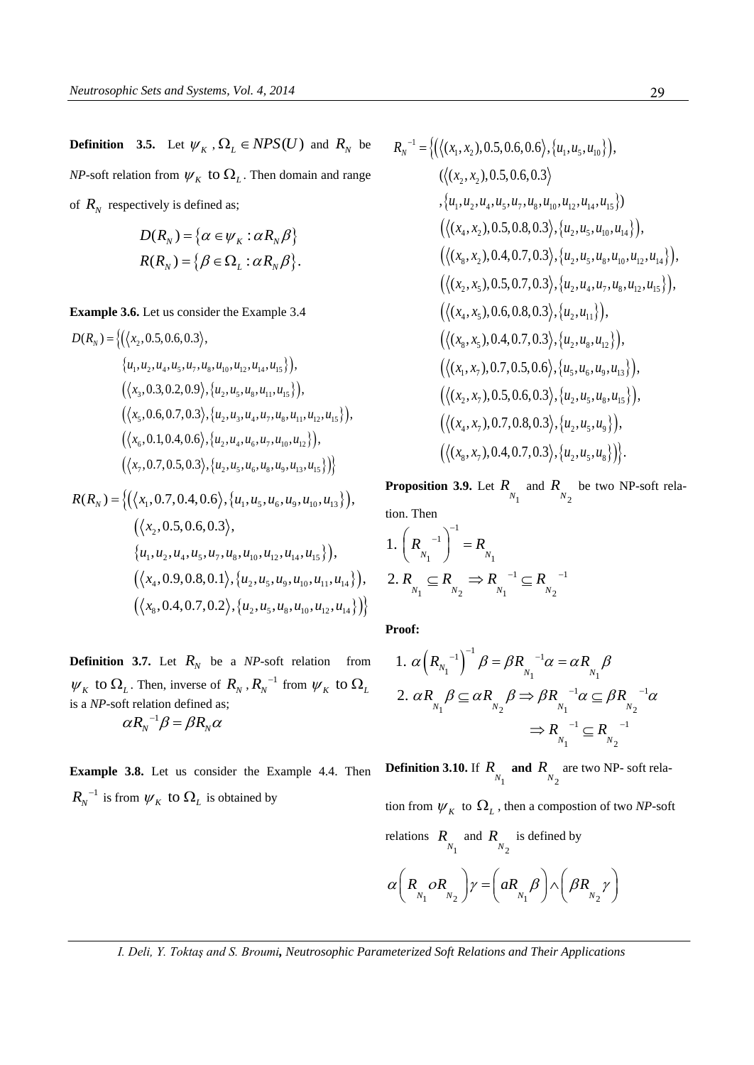**Definition 3.5.** Let $\psi_K, \Omega_L \in NPS(U)$ and $R_N$ be *NP*-soft relation from $\psi_K$ to $\Omega_L$. Then domain and range of $R_N$ respectively is defined as;

$$D(R_N) = \{\alpha \in \psi_K : \alpha R_N \beta\}$$
$$R(R_N) = \{\beta \in \Omega_L : \alpha R_N \beta\}.$$

**Example 3.6.** Let us consider the Example 3.4

$$\begin{aligned} D(R_N) = \{ & (\langle x_2, 0.5, 0.6, 0.3 \rangle, \\ & \{u_1, u_2, u_4, u_5, u_7, u_8, u_{10}, u_{12}, u_{14}, u_{15}\}), \\ & (\langle x_3, 0.3, 0.2, 0.9 \rangle, \{u_2, u_5, u_8, u_{11}, u_{15}\}), \\ & (\langle x_5, 0.6, 0.7, 0.3 \rangle, \{u_2, u_3, u_4, u_7, u_8, u_{11}, u_{12}, u_{15}\}), \\ & (\langle x_6, 0.1, 0.4, 0.6 \rangle, \{u_2, u_4, u_6, u_7, u_{10}, u_{12}\}), \\ & (\langle x_7, 0.7, 0.5, 0.3 \rangle, \{u_2, u_5, u_6, u_8, u_9, u_{13}, u_{15}\})\} \end{aligned}$$

$$\begin{aligned} R(R_N) = \{ & (\langle x_1, 0.7, 0.4, 0.6 \rangle, \{u_1, u_5, u_6, u_9, u_{10}, u_{13}\}), \\ & (\langle x_2, 0.5, 0.6, 0.3 \rangle, \\ & \{u_1, u_2, u_4, u_5, u_7, u_8, u_{10}, u_{12}, u_{14}, u_{15}\}), \\ & (\langle x_4, 0.9, 0.8, 0.1 \rangle, \{u_2, u_5, u_9, u_{10}, u_{11}, u_{14}\}), \\ & (\langle x_8, 0.4, 0.7, 0.2 \rangle, \{u_2, u_5, u_8, u_{10}, u_{12}, u_{14}\})\} \end{aligned}$$

**Definition 3.7.** Let $R_N$ be a *NP*-soft relation from $\psi_K$ to $\Omega_L$. Then, inverse of $R_N$, $R_N^{-1}$ from $\psi_K$ to $\Omega_L$ is a *NP*-soft relation defined as;

$$\alpha R_N^{-1} \beta = \beta R_N \alpha$$

**Example 3.8.** Let us consider the Example 4.4. Then $R_N^{-1}$ is from $\psi_K$ to $\Omega_L$ is obtained by

$$\begin{aligned} R_N^{-1} = \{ & (\langle (x_1, x_2), 0.5, 0.6, 0.6 \rangle, \{u_1, u_5, u_{10}\}), \\ & (\langle (x_2, x_2), 0.5, 0.6, 0.3 \rangle \\ & ,\{u_1, u_2, u_4, u_5, u_7, u_8, u_{10}, u_{12}, u_{14}, u_{15}\}) \\ & (\langle (x_4, x_2), 0.5, 0.8, 0.3 \rangle, \{u_2, u_5, u_{10}, u_{14}\}), \\ & (\langle (x_8, x_2), 0.4, 0.7, 0.3 \rangle, \{u_2, u_5, u_8, u_{10}, u_{12}, u_{14}\}), \\ & (\langle (x_2, x_5), 0.5, 0.7, 0.3 \rangle, \{u_2, u_4, u_7, u_8, u_{12}, u_{15}\}), \\ & (\langle (x_4, x_5), 0.6, 0.8, 0.3 \rangle, \{u_2, u_{11}\}), \\ & (\langle (x_8, x_5), 0.4, 0.7, 0.3 \rangle, \{u_2, u_8, u_{12}\}), \\ & (\langle (x_1, x_7), 0.7, 0.5, 0.6 \rangle, \{u_5, u_6, u_9, u_{13}\}), \\ & (\langle (x_2, x_7), 0.5, 0.6, 0.3 \rangle, \{u_2, u_5, u_8, u_{15}\}), \\ & (\langle (x_4, x_7), 0.7, 0.8, 0.3 \rangle, \{u_2, u_5, u_9\}), \\ & (\langle (x_8, x_7), 0.4, 0.7, 0.3 \rangle, \{u_2, u_5, u_8\})\}. \end{aligned}$$

**Proposition 3.9.** Let $R_{N_1}$ and $R_{N_2}$ be two NP-soft relation. Then

1. $\left(R_{N_1}{}^{-1}\right)^{-1} = R_{N_1}$
2. $R_{N_1} \subseteq R_{N_2} \Rightarrow R_{N_1}{}^{-1} \subseteq R_{N_2}{}^{-1}$

**Proof:**

1. $\alpha \left(R_{N_1}{}^{-1}\right)^{-1} \beta = \beta R_{N_1}{}^{-1} \alpha = \alpha R_{N_1} \beta$
2. $\alpha R_{N_1} \beta \subseteq \alpha R_{N_2} \beta \Rightarrow \beta R_{N_1}{}^{-1} \alpha \subseteq \beta R_{N_2}{}^{-1} \alpha$
$\Rightarrow R_{N_1}{}^{-1} \subseteq R_{N_2}{}^{-1}$

**Definition 3.10.** If $R_{N_1}$ **and** $R_{N_2}$ are two NP- soft relation from $\psi_K$ to $\Omega_L$, then a compostion of two *NP*-soft relations $R_{N_1}$ and $R_{N_2}$ is defined by

$$\alpha \left(R_{N_1} o R_{N_2}\right) \gamma = \left(a R_{N_1} \beta\right) \wedge \left(\beta R_{N_2} \gamma\right)$$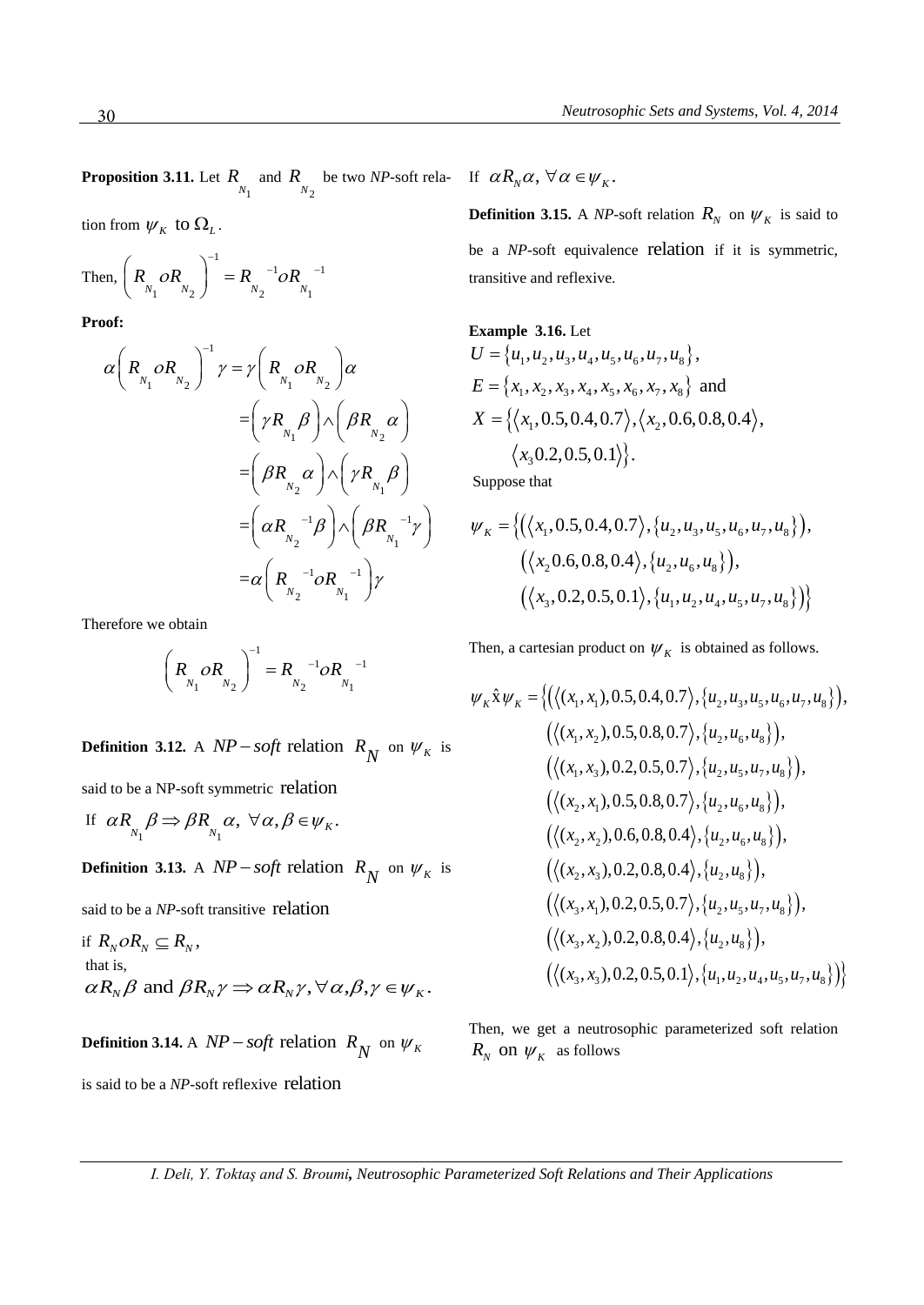**Proposition 3.11.** Let $R_{N_1}$ and $R_{N_2}$ be two *NP*-soft relation from $\psi_K$ to $\Omega_L$.

Then, $\left(R_{N_1} o R_{N_2}\right)^{-1} = R_{N_2}^{-1} o R_{N_1}^{-1}$

**Proof:**

$$
\begin{aligned}
\alpha\left(R_{N_1} o R_{N_2}\right)^{-1}\gamma &= \gamma\left(R_{N_1} o R_{N_2}\right)\alpha \\
&= \left(\gamma R_{N_1}\beta\right) \wedge \left(\beta R_{N_2}\alpha\right) \\
&= \left(\beta R_{N_2}\alpha\right) \wedge \left(\gamma R_{N_1}\beta\right) \\
&= \left(\alpha R_{N_2}^{-1}\beta\right) \wedge \left(\beta R_{N_1}^{-1}\gamma\right) \\
&= \alpha\left(R_{N_2}^{-1} o R_{N_1}^{-1}\right)\gamma
\end{aligned}
$$

Therefore we obtain

$$\left(R_{N_1} o R_{N_2}\right)^{-1} = R_{N_2}^{-1} o R_{N_1}^{-1}$$

**Definition 3.12.** A $NP-soft$ relation $R_N$ on $\psi_K$ is said to be a NP-soft symmetric relation

If $\alpha R_{N_1}\beta \Rightarrow \beta R_{N_1}\alpha,\ \forall \alpha,\beta \in \psi_K$.

**Definition 3.13.** A $NP-soft$ relation $R_N$ on $\psi_K$ is said to be a *NP*-soft transitive relation

if $R_N o R_N \subseteq R_N$,

that is,

$\alpha R_N \beta$ and $\beta R_N \gamma \Rightarrow \alpha R_N \gamma, \forall \alpha,\beta,\gamma \in \psi_K$.

**Definition 3.14.** A $NP-soft$ relation $R_N$ on $\psi_K$ is said to be a *NP*-soft reflexive relation

If $\alpha R_N \alpha,\ \forall \alpha \in \psi_K$.

**Definition 3.15.** A *NP*-soft relation $R_N$ on $\psi_K$ is said to be a *NP*-soft equivalence relation if it is symmetric, transitive and reflexive.

**Example 3.16.** Let

$U = \{u_1,u_2,u_3,u_4,u_5,u_6,u_7,u_8\}$,

$E = \{x_1,x_2,x_3,x_4,x_5,x_6,x_7,x_8\}$ and

$X = \{\langle x_1, 0.5, 0.4, 0.7\rangle, \langle x_2, 0.6, 0.8, 0.4\rangle, \langle x_3 0.2, 0.5, 0.1\rangle\}$.

Suppose that

$$
\begin{aligned}
\psi_K = \{&(\langle x_1, 0.5, 0.4, 0.7\rangle, \{u_2,u_3,u_5,u_6,u_7,u_8\}), \\
&(\langle x_2 0.6, 0.8, 0.4\rangle, \{u_2,u_6,u_8\}), \\
&(\langle x_3, 0.2, 0.5, 0.1\rangle, \{u_1,u_2,u_4,u_5,u_7,u_8\})\}
\end{aligned}
$$

Then, a cartesian product on $\psi_K$ is obtained as follows.

$$
\begin{aligned}
\psi_K \hat{\times} \psi_K = \{&(\langle (x_1,x_1), 0.5, 0.4, 0.7\rangle, \{u_2,u_3,u_5,u_6,u_7,u_8\}), \\
&(\langle (x_1,x_2), 0.5, 0.8, 0.7\rangle, \{u_2,u_6,u_8\}), \\
&(\langle (x_1,x_3), 0.2, 0.5, 0.7\rangle, \{u_2,u_5,u_7,u_8\}), \\
&(\langle (x_2,x_1), 0.5, 0.8, 0.7\rangle, \{u_2,u_6,u_8\}), \\
&(\langle (x_2,x_2), 0.6, 0.8, 0.4\rangle, \{u_2,u_6,u_8\}), \\
&(\langle (x_2,x_3), 0.2, 0.8, 0.4\rangle, \{u_2,u_8\}), \\
&(\langle (x_3,x_1), 0.2, 0.5, 0.7\rangle, \{u_2,u_5,u_7,u_8\}), \\
&(\langle (x_3,x_2), 0.2, 0.8, 0.4\rangle, \{u_2,u_8\}), \\
&(\langle (x_3,x_3), 0.2, 0.5, 0.1\rangle, \{u_1,u_2,u_4,u_5,u_7,u_8\})\}
\end{aligned}
$$

Then, we get a neutrosophic parameterized soft relation $R_N$ on $\psi_K$ as follows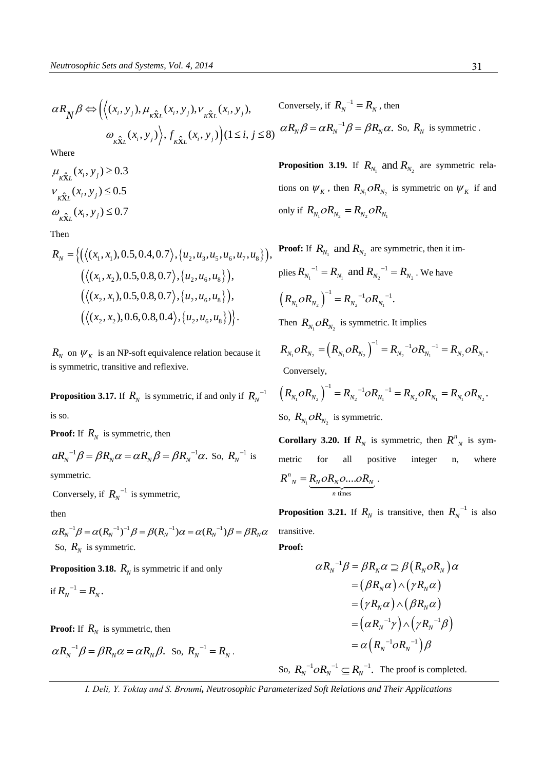$$\alpha R_N \beta \Leftrightarrow \Big( \Big\langle (x_i, y_j), \mu_{\kappa \hat{X} L}(x_i, y_j), \nu_{\kappa \hat{X} L}(x_i, y_j), \omega_{\kappa \hat{X} L}(x_i, y_j) \Big\rangle, f_{\kappa \hat{X} L}(x_i, y_j) \Big) (1 \le i, j \le 8)$$

Where

$$\mu_{\kappa \hat{X} L}(x_i, y_j) \ge 0.3$$
$$\nu_{\kappa \hat{X} L}(x_i, y_j) \le 0.5$$
$$\omega_{\kappa \hat{X} L}(x_i, y_j) \le 0.7$$

Then

$$R_N = \Big\{ \Big( \big\langle (x_1, x_1), 0.5, 0.4, 0.7 \big\rangle, \{u_2, u_3, u_5, u_6, u_7, u_8\} \Big), \Big( \big\langle (x_1, x_2), 0.5, 0.8, 0.7 \big\rangle, \{u_2, u_6, u_8\} \Big), \Big( \big\langle (x_2, x_1), 0.5, 0.8, 0.7 \big\rangle, \{u_2, u_6, u_8\} \Big), \Big( \big\langle (x_2, x_2), 0.6, 0.8, 0.4 \big\rangle, \{u_2, u_6, u_8\} \Big) \Big\}.$$

$R_N$ on $\psi_K$ is an NP-soft equivalence relation because it is symmetric, transitive and reflexive.

**Proposition 3.17.** If $R_N$ is symmetric, if and only if $R_N^{-1}$ is so.

**Proof:** If $R_N$ is symmetric, then

$a R_N^{-1} \beta = \beta R_N \alpha = \alpha R_N \beta = \beta R_N^{-1} \alpha.$ So, $R_N^{-1}$ is symmetric.

Conversely, if $R_N^{-1}$ is symmetric,

then

$\alpha R_N^{-1} \beta = \alpha (R_N^{-1})^{-1} \beta = \beta (R_N^{-1}) \alpha = \alpha (R_N^{-1}) \beta = \beta R_N \alpha$

So, $R_N$ is symmetric.

**Proposition 3.18.** $R_N$ is symmetric if and only if $R_N^{-1} = R_N$.

**Proof:** If $R_N$ is symmetric, then

$\alpha R_N^{-1} \beta = \beta R_N \alpha = \alpha R_N \beta.$ So, $R_N^{-1} = R_N$.

Conversely, if $R_N^{-1} = R_N$, then

$\alpha R_N \beta = \alpha R_N^{-1} \beta = \beta R_N \alpha.$ So, $R_N$ is symmetric .

**Proposition 3.19.** If $R_{N_1}$ and $R_{N_2}$ are symmetric relations on $\psi_K$, then $R_{N_1} o R_{N_2}$ is symmetric on $\psi_K$ if and only if $R_{N_1} o R_{N_2} = R_{N_2} o R_{N_1}$

**Proof:** If $R_{N_1}$ and $R_{N_2}$ are symmetric, then it implies $R_{N_1}^{-1} = R_{N_1}$ and $R_{N_2}^{-1} = R_{N_2}$. We have

$$\left( R_{N_1} o R_{N_2} \right)^{-1} = R_{N_2}^{-1} o R_{N_1}^{-1}.$$

Then $R_{N_1} o R_{N_2}$ is symmetric. It implies

$$R_{N_1} o R_{N_2} = \left( R_{N_1} o R_{N_2} \right)^{-1} = R_{N_2}^{-1} o R_{N_1}^{-1} = R_{N_2} o R_{N_1}.$$

Conversely,

$$\left( R_{N_1} o R_{N_2} \right)^{-1} = R_{N_2}^{-1} o R_{N_1}^{-1} = R_{N_2} o R_{N_1} = R_{N_1} o R_{N_2}.$$

So, $R_{N_1} o R_{N_2}$ is symmetric.

**Corollary 3.20. If** $R_N$ is symmetric, then $R^n{}_N$ is symmetric for all positive integer n, where $R^n{}_N = \underbrace{R_N o R_N o \ldots o R_N}_{n \text{ times}}$.

**Proposition 3.21.** If $R_N$ is transitive, then $R_N^{-1}$ is also transitive.

**Proof:**

$$\begin{aligned} \alpha R_N^{-1} \beta = \beta R_N \alpha &\supseteq \beta \left( R_N o R_N \right) \alpha \\ &= \left( \beta R_N \alpha \right) \wedge \left( \gamma R_N \alpha \right) \\ &= \left( \gamma R_N \alpha \right) \wedge \left( \beta R_N \alpha \right) \\ &= \left( \alpha R_N^{-1} \gamma \right) \wedge \left( \gamma R_N^{-1} \beta \right) \\ &= \alpha \left( R_N^{-1} o R_N^{-1} \right) \beta \end{aligned}$$

So, $R_N^{-1} o R_N^{-1} \subseteq R_N^{-1}$. The proof is completed.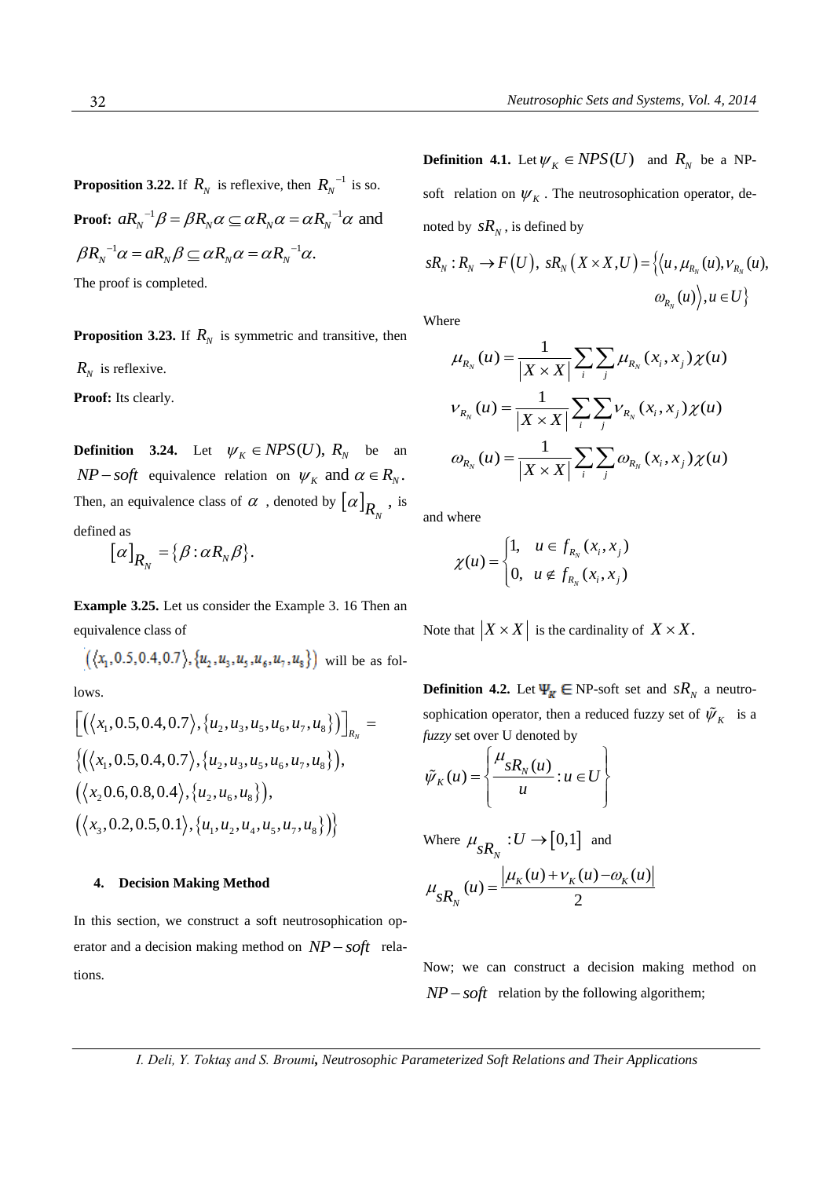**Proposition 3.22.** If $R_N$ is reflexive, then $R_N^{-1}$ is so.

**Proof:** $aR_N^{-1}\beta = \beta R_N \alpha \subseteq \alpha R_N \alpha = \alpha R_N^{-1}\alpha$ and $\beta R_N^{-1}\alpha = aR_N \beta \subseteq \alpha R_N \alpha = \alpha R_N^{-1}\alpha.$

The proof is completed.

**Proposition 3.23.** If $R_N$ is symmetric and transitive, then $R_N$ is reflexive.

**Proof:** Its clearly.

**Definition 3.24.** Let $\psi_K \in NPS(U)$, $R_N$ be an $NP-soft$ equivalence relation on $\psi_K$ and $\alpha \in R_N$. Then, an equivalence class of $\alpha$, denoted by $[\alpha]_{R_N}$, is defined as

$$[\alpha]_{R_N} = \{\beta : \alpha R_N \beta\}.$$

**Example 3.25.** Let us consider the Example 3. 16 Then an equivalence class of

$(\langle x_1, 0.5, 0.4, 0.7\rangle, \{u_2, u_3, u_5, u_6, u_7, u_8\})$ will be as follows.

$$\left[\left(\langle x_1, 0.5, 0.4, 0.7\rangle, \{u_2, u_3, u_5, u_6, u_7, u_8\}\right)\right]_{R_N} =$$
$$\left\{\left(\langle x_1, 0.5, 0.4, 0.7\rangle, \{u_2, u_3, u_5, u_6, u_7, u_8\}\right),\right.$$
$$\left(\langle x_2 0.6, 0.8, 0.4\rangle, \{u_2, u_6, u_8\}\right),$$
$$\left.\left(\langle x_3, 0.2, 0.5, 0.1\rangle, \{u_1, u_2, u_4, u_5, u_7, u_8\}\right)\right\}$$

## 4. Decision Making Method

In this section, we construct a soft neutrosophication operator and a decision making method on $NP-soft$ relations.

**Definition 4.1.** Let $\psi_K \in NPS(U)$ and $R_N$ be a NP-soft relation on $\psi_K$. The neutrosophication operator, denoted by $sR_N$, is defined by

$$sR_N : R_N \to F(U),\ sR_N(X \times X, U) = \left\{\langle u, \mu_{R_N}(u), \nu_{R_N}(u), \omega_{R_N}(u)\rangle, u \in U\right\}$$

Where

$$\mu_{R_N}(u) = \frac{1}{|X \times X|}\sum_i \sum_j \mu_{R_N}(x_i, x_j)\chi(u)$$

$$\nu_{R_N}(u) = \frac{1}{|X \times X|}\sum_i \sum_j \nu_{R_N}(x_i, x_j)\chi(u)$$

$$\omega_{R_N}(u) = \frac{1}{|X \times X|}\sum_i \sum_j \omega_{R_N}(x_i, x_j)\chi(u)$$

and where

$$\chi(u) = \begin{cases} 1, & u \in f_{R_N}(x_i, x_j) \\ 0, & u \notin f_{R_N}(x_i, x_j) \end{cases}$$

Note that $|X \times X|$ is the cardinality of $X \times X$.

**Definition 4.2.** Let $\Psi_K \in$ NP-soft set and $sR_N$ a neutrosophication operator, then a reduced fuzzy set of $\tilde{\psi}_K$ is a *fuzzy* set over U denoted by

$$\tilde{\psi}_K(u) = \left\{\frac{\mu_{sR_N}(u)}{u} : u \in U\right\}$$

Where $\mu_{sR_N} : U \to [0,1]$ and

$$\mu_{sR_N}(u) = \frac{|\mu_K(u) + \nu_K(u) - \omega_K(u)|}{2}$$

Now; we can construct a decision making method on $NP-soft$ relation by the following algorithem;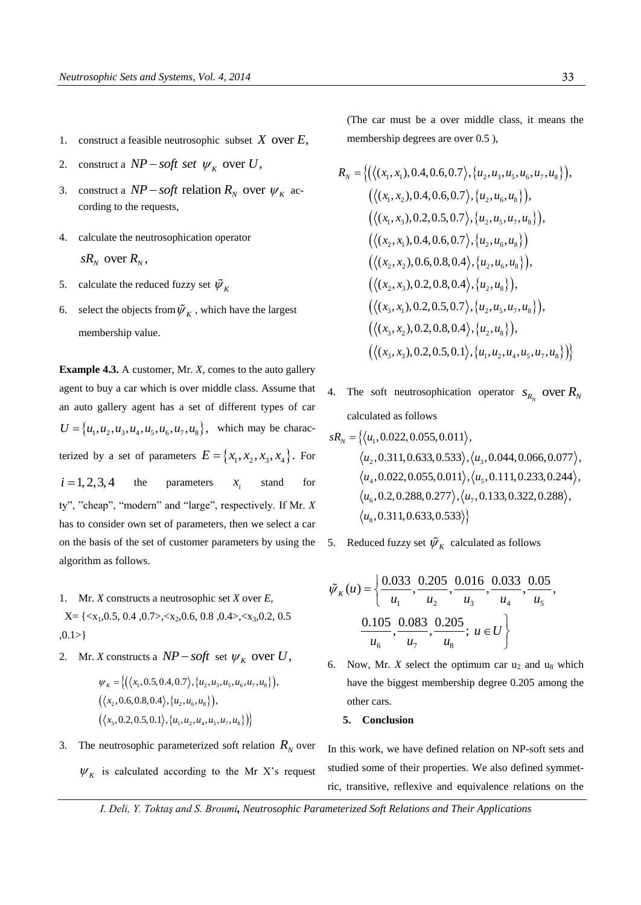1. construct a feasible neutrosophic subset $X$ over $E$,
2. construct a $NP-soft\ set\ \psi_K$ over $U$,
3. construct a $NP-soft$ relation $R_N$ over $\psi_K$ according to the requests,
4. calculate the neutrosophication operator $sR_N$ over $R_N$,
5. calculate the reduced fuzzy set $\tilde{\psi}_K$
6. select the objects from $\tilde{\psi}_K$, which have the largest membership value.

**Example 4.3.** A customer, Mr. *X*, comes to the auto gallery agent to buy a car which is over middle class. Assume that an auto gallery agent has a set of different types of car $U = \{u_1, u_2, u_3, u_4, u_5, u_6, u_7, u_8\}$, which may be characterized by a set of parameters $E = \{x_1, x_2, x_3, x_4\}$. For $i = 1, 2, 3, 4$ the parameters $x_i$ stand for ty", "cheap", "modern" and "large", respectively. If Mr. *X* has to consider own set of parameters, then we select a car on the basis of the set of customer parameters by using the algorithm as follows.

1. Mr. *X* constructs a neutrosophic set *X* over *E*,
   X= {<x$_1$,0.5, 0.4 ,0.7>,<x$_2$,0.6, 0.8 ,0.4>,<x$_3$,0.2, 0.5 ,0.1>}
2. Mr. *X* constructs a $NP-soft$ set $\psi_K$ over $U$,

$$\psi_K = \{(\langle x_1, 0.5, 0.4, 0.7\rangle, \{u_2, u_3, u_5, u_6, u_7, u_8\}), (\langle x_2, 0.6, 0.8, 0.4\rangle, \{u_2, u_6, u_8\}), (\langle x_3, 0.2, 0.5, 0.1\rangle, \{u_1, u_2, u_4, u_5, u_7, u_8\})\}$$

3. The neutrosophic parameterized soft relation $R_N$ over $\psi_K$ is calculated according to the Mr X's request (The car must be a over middle class, it means the membership degrees are over 0.5 ),

$$\begin{aligned}
R_N = \{&(\langle(x_1,x_1), 0.4, 0.6, 0.7\rangle, \{u_2, u_3, u_5, u_6, u_7, u_8\}),\\
&(\langle(x_1,x_2), 0.4, 0.6, 0.7\rangle, \{u_2, u_6, u_8\}),\\
&(\langle(x_1,x_3), 0.2, 0.5, 0.7\rangle, \{u_2, u_5, u_7, u_8\}),\\
&(\langle(x_2,x_1), 0.4, 0.6, 0.7\rangle, \{u_2, u_6, u_8\})\\
&(\langle(x_2,x_2), 0.6, 0.8, 0.4\rangle, \{u_2, u_6, u_8\}),\\
&(\langle(x_2,x_3), 0.2, 0.8, 0.4\rangle, \{u_2, u_8\}),\\
&(\langle(x_3,x_1), 0.2, 0.5, 0.7\rangle, \{u_2, u_5, u_7, u_8\}),\\
&(\langle(x_3,x_2), 0.2, 0.8, 0.4\rangle, \{u_2, u_8\}),\\
&(\langle(x_3,x_3), 0.2, 0.5, 0.1\rangle, \{u_1, u_2, u_4, u_5, u_7, u_8\})\}
\end{aligned}$$

4. The soft neutrosophication operator $s_{R_N}$ over $R_N$ calculated as follows

$$\begin{aligned}
sR_N = \{&\langle u_1, 0.022, 0.055, 0.011\rangle,\\
&\langle u_2, 0.311, 0.633, 0.533\rangle, \langle u_3, 0.044, 0.066, 0.077\rangle,\\
&\langle u_4, 0.022, 0.055, 0.011\rangle, \langle u_5, 0.111, 0.233, 0.244\rangle,\\
&\langle u_6, 0.2, 0.288, 0.277\rangle, \langle u_7, 0.133, 0.322, 0.288\rangle,\\
&\langle u_8, 0.311, 0.633, 0.533\rangle\}
\end{aligned}$$

5. Reduced fuzzy set $\tilde{\psi}_K$ calculated as follows

$$\tilde{\psi}_K(u) = \left\{ \frac{0.033}{u_1}, \frac{0.205}{u_2}, \frac{0.016}{u_3}, \frac{0.033}{u_4}, \frac{0.05}{u_5}, \frac{0.105}{u_6}, \frac{0.083}{u_7}, \frac{0.205}{u_8};\ u \in U \right\}$$

6. Now, Mr. *X* select the optimum car u$_2$ and u$_8$ which have the biggest membership degree 0.205 among the other cars.

## 5. Conclusion

In this work, we have defined relation on NP-soft sets and studied some of their properties. We also defined symmetric, transitive, reflexive and equivalence relations on the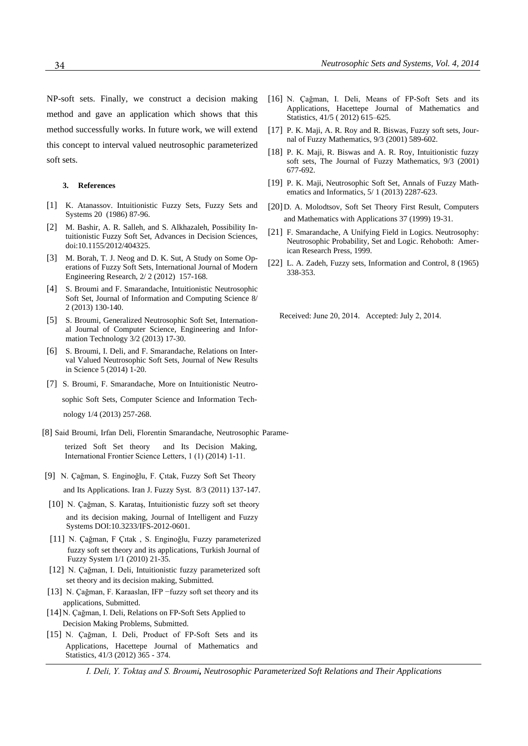NP-soft sets. Finally, we construct a decision making method and gave an application which shows that this method successfully works. In future work, we will extend this concept to interval valued neutrosophic parameterized soft sets.

### 3. References

[1] K. Atanassov. Intuitionistic Fuzzy Sets, Fuzzy Sets and Systems 20 (1986) 87-96.

[2] M. Bashir, A. R. Salleh, and S. Alkhazaleh, Possibility Intuitionistic Fuzzy Soft Set, Advances in Decision Sciences, doi:10.1155/2012/404325.

[3] M. Borah, T. J. Neog and D. K. Sut, A Study on Some Operations of Fuzzy Soft Sets, International Journal of Modern Engineering Research, 2/ 2 (2012) 157-168.

[4] S. Broumi and F. Smarandache, Intuitionistic Neutrosophic Soft Set, Journal of Information and Computing Science 8/ 2 (2013) 130-140.

[5] S. Broumi, Generalized Neutrosophic Soft Set, International Journal of Computer Science, Engineering and Information Technology 3/2 (2013) 17-30.

[6] S. Broumi, I. Deli, and F. Smarandache, Relations on Interval Valued Neutrosophic Soft Sets, Journal of New Results in Science 5 (2014) 1-20.

[7] S. Broumi, F. Smarandache, More on Intuitionistic Neutrosophic Soft Sets, Computer Science and Information Technology 1/4 (2013) 257-268.

[8] Said Broumi, Irfan Deli, Florentin Smarandache, Neutrosophic Parameterized Soft Set theory and Its Decision Making, International Frontier Science Letters, 1 (1) (2014) 1-11.

[9] N. Çağman, S. Enginoğlu, F. Çıtak, Fuzzy Soft Set Theory and Its Applications. Iran J. Fuzzy Syst. 8/3 (2011) 137-147.

[10] N. Çağman, S. Karataş, Intuitionistic fuzzy soft set theory and its decision making, Journal of Intelligent and Fuzzy Systems DOI:10.3233/IFS-2012-0601.

[11] N. Çağman, F Çıtak , S. Enginoğlu, Fuzzy parameterized fuzzy soft set theory and its applications, Turkish Journal of Fuzzy System 1/1 (2010) 21-35.

[12] N. Çağman, I. Deli, Intuitionistic fuzzy parameterized soft set theory and its decision making, Submitted.

[13] N. Çağman, F. Karaaslan, IFP −fuzzy soft set theory and its applications, Submitted.

[14] N. Çağman, I. Deli, Relations on FP-Soft Sets Applied to Decision Making Problems, Submitted.

[15] N. Çağman, I. Deli, Product of FP-Soft Sets and its Applications, Hacettepe Journal of Mathematics and Statistics, 41/3 (2012) 365 - 374.

[16] N. Çağman, I. Deli, Means of FP-Soft Sets and its Applications, Hacettepe Journal of Mathematics and Statistics, 41/5 ( 2012) 615–625.

[17] P. K. Maji, A. R. Roy and R. Biswas, Fuzzy soft sets, Journal of Fuzzy Mathematics, 9/3 (2001) 589-602.

[18] P. K. Maji, R. Biswas and A. R. Roy, Intuitionistic fuzzy soft sets, The Journal of Fuzzy Mathematics, 9/3 (2001) 677-692.

[19] P. K. Maji, Neutrosophic Soft Set, Annals of Fuzzy Mathematics and Informatics, 5/ 1 (2013) 2287-623.

[20] D. A. Molodtsov, Soft Set Theory First Result, Computers and Mathematics with Applications 37 (1999) 19-31.

[21] F. Smarandache, A Unifying Field in Logics. Neutrosophy: Neutrosophic Probability, Set and Logic. Rehoboth: American Research Press, 1999.

[22] L. A. Zadeh, Fuzzy sets, Information and Control, 8 (1965) 338-353.

Received: June 20, 2014. Accepted: July 2, 2014.